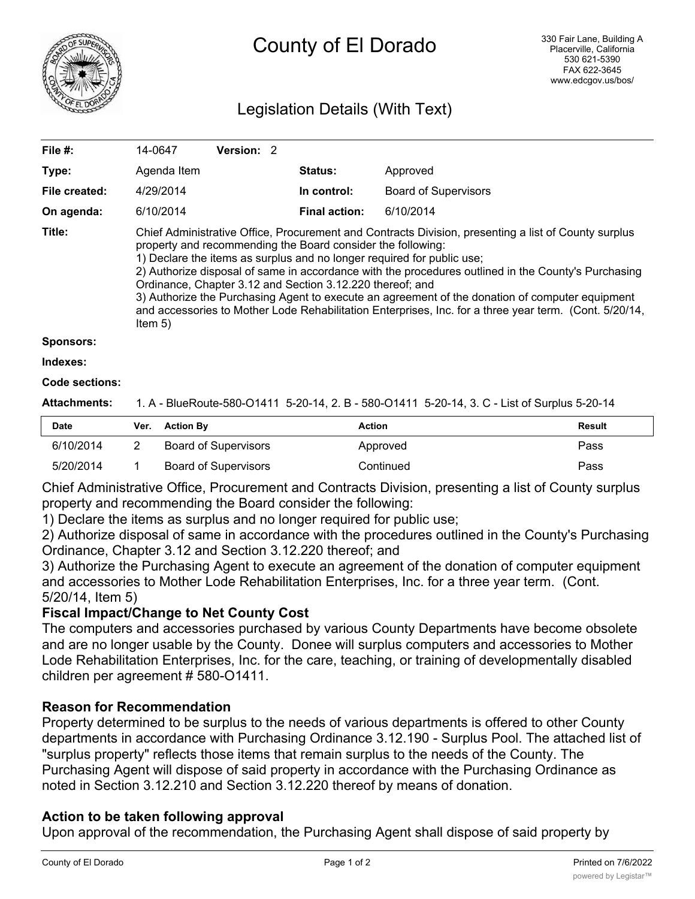# County of El Dorado

330 Fair Lane, Building A
Placerville, California
530 621-5390
FAX 622-3645
www.edcgov.us/bos/

## Legislation Details (With Text)

| | | | |
|---|---|---|---|
| **File #:** | 14-0647 **Version:** 2 | | |
| **Type:** | Agenda Item | **Status:** | Approved |
| **File created:** | 4/29/2014 | **In control:** | Board of Supervisors |
| **On agenda:** | 6/10/2014 | **Final action:** | 6/10/2014 |

**Title:** Chief Administrative Office, Procurement and Contracts Division, presenting a list of County surplus property and recommending the Board consider the following:
1) Declare the items as surplus and no longer required for public use;
2) Authorize disposal of same in accordance with the procedures outlined in the County's Purchasing Ordinance, Chapter 3.12 and Section 3.12.220 thereof; and
3) Authorize the Purchasing Agent to execute an agreement of the donation of computer equipment and accessories to Mother Lode Rehabilitation Enterprises, Inc. for a three year term. (Cont. 5/20/14, Item 5)

**Sponsors:**

**Indexes:**

**Code sections:**

**Attachments:** 1. A - BlueRoute-580-O1411 5-20-14, 2. B - 580-O1411 5-20-14, 3. C - List of Surplus 5-20-14

| Date | Ver. | Action By | Action | Result |
|---|---|---|---|---|
| 6/10/2014 | 2 | Board of Supervisors | Approved | Pass |
| 5/20/2014 | 1 | Board of Supervisors | Continued | Pass |

Chief Administrative Office, Procurement and Contracts Division, presenting a list of County surplus property and recommending the Board consider the following:
1) Declare the items as surplus and no longer required for public use;
2) Authorize disposal of same in accordance with the procedures outlined in the County's Purchasing Ordinance, Chapter 3.12 and Section 3.12.220 thereof; and
3) Authorize the Purchasing Agent to execute an agreement of the donation of computer equipment and accessories to Mother Lode Rehabilitation Enterprises, Inc. for a three year term. (Cont. 5/20/14, Item 5)

### Fiscal Impact/Change to Net County Cost

The computers and accessories purchased by various County Departments have become obsolete and are no longer usable by the County. Donee will surplus computers and accessories to Mother Lode Rehabilitation Enterprises, Inc. for the care, teaching, or training of developmentally disabled children per agreement # 580-O1411.

### Reason for Recommendation

Property determined to be surplus to the needs of various departments is offered to other County departments in accordance with Purchasing Ordinance 3.12.190 - Surplus Pool. The attached list of "surplus property" reflects those items that remain surplus to the needs of the County. The Purchasing Agent will dispose of said property in accordance with the Purchasing Ordinance as noted in Section 3.12.210 and Section 3.12.220 thereof by means of donation.

### Action to be taken following approval

Upon approval of the recommendation, the Purchasing Agent shall dispose of said property by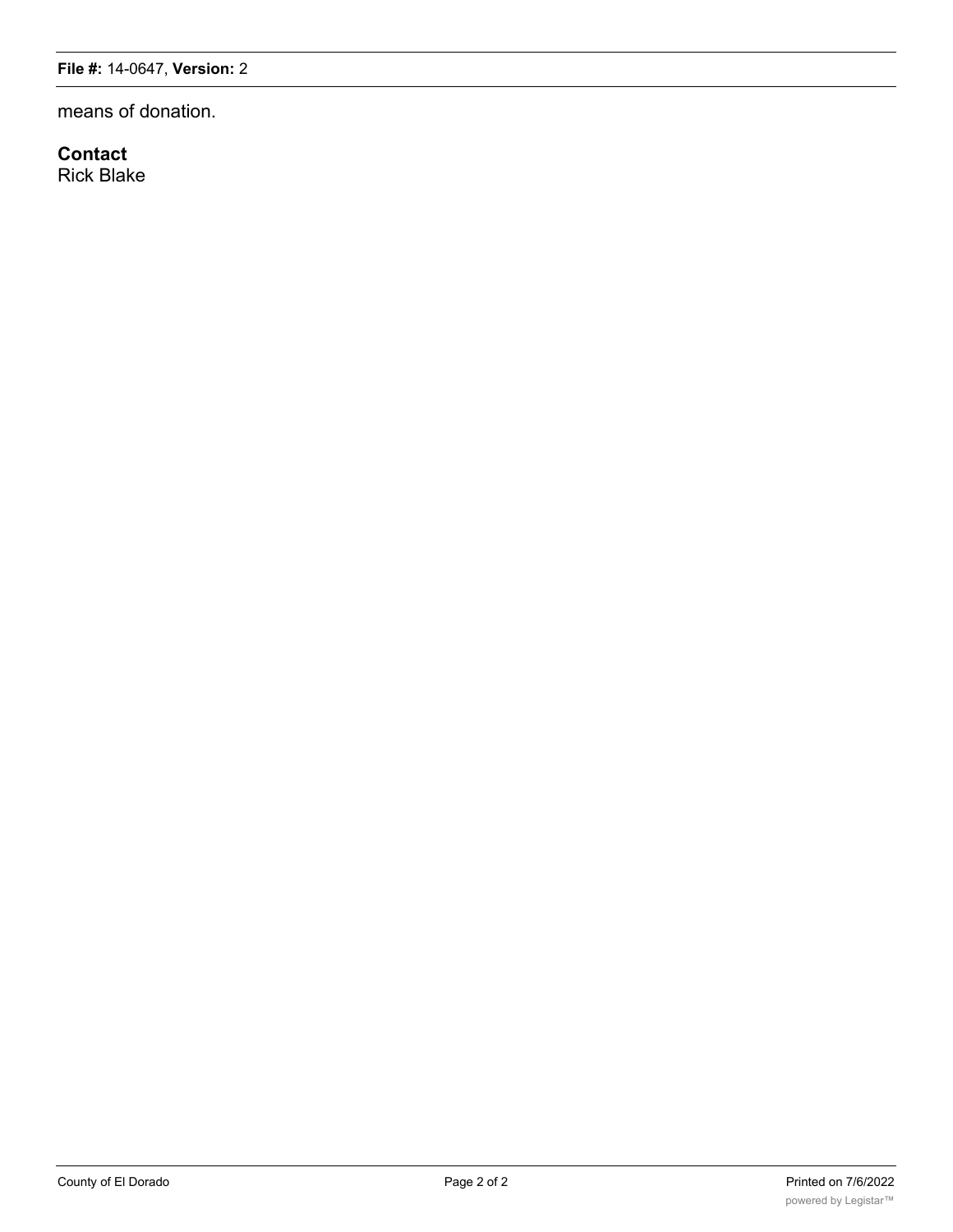means of donation.

**Contact**
Rick Blake